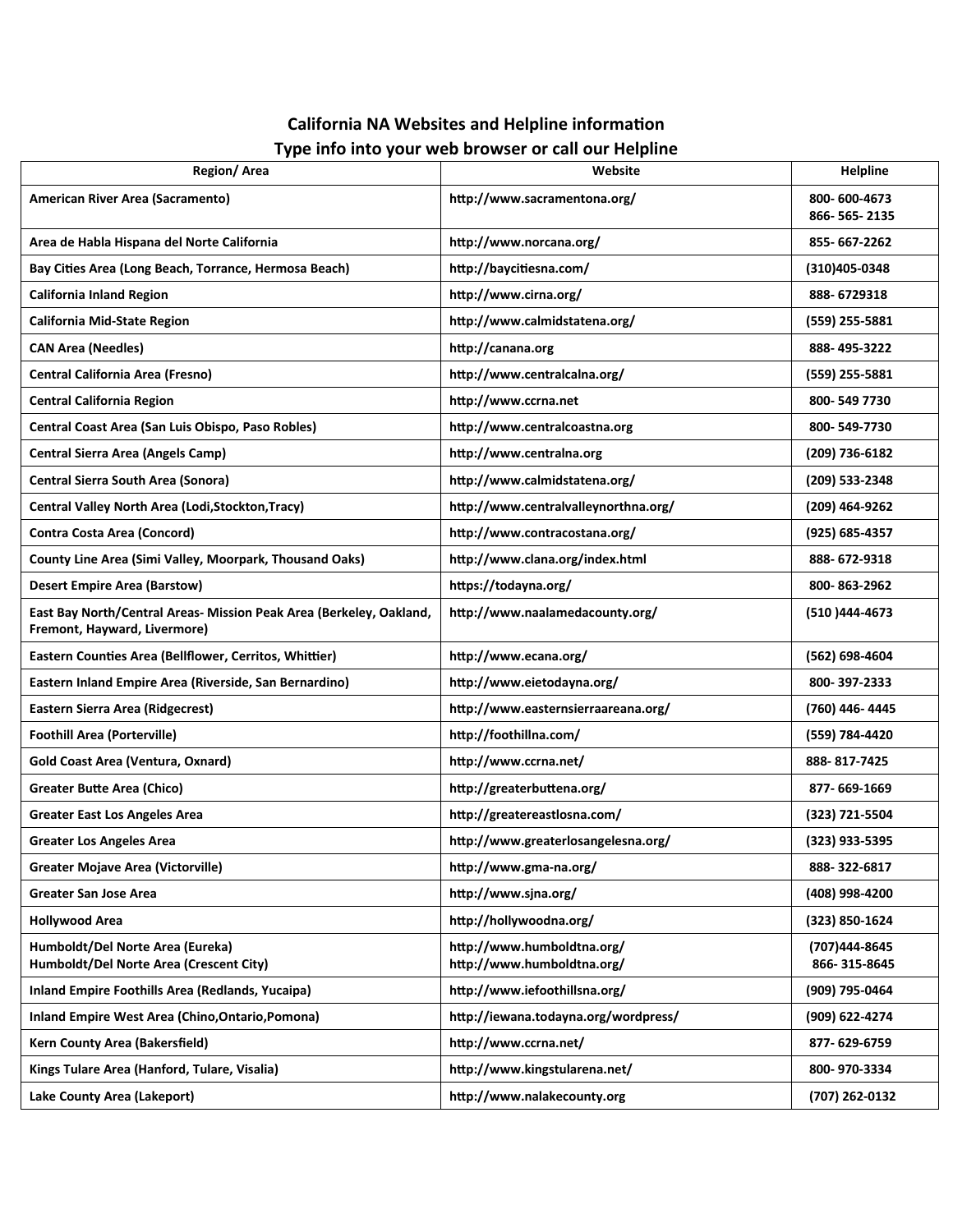## California NA Websites and Helpline information

## Type info into your web browser or call our Helpline

| Region/ Area | Website | Helpline |
|---|---|---|
| American River Area (Sacramento) | http://www.sacramentona.org/ | 800- 600-4673<br>866- 565- 2135 |
| Area de Habla Hispana del Norte California | http://www.norcana.org/ | 855- 667-2262 |
| Bay Cities Area (Long Beach, Torrance, Hermosa Beach) | http://baycitiesna.com/ | (310)405-0348 |
| California Inland Region | http://www.cirna.org/ | 888- 6729318 |
| California Mid-State Region | http://www.calmidstatena.org/ | (559) 255-5881 |
| CAN Area (Needles) | http://canana.org | 888- 495-3222 |
| Central California Area (Fresno) | http://www.centralcalna.org/ | (559) 255-5881 |
| Central California Region | http://www.ccrna.net | 800- 549 7730 |
| Central Coast Area (San Luis Obispo, Paso Robles) | http://www.centralcoastna.org | 800- 549-7730 |
| Central Sierra Area (Angels Camp) | http://www.centralna.org | (209) 736-6182 |
| Central Sierra South Area (Sonora) | http://www.calmidstatena.org/ | (209) 533-2348 |
| Central Valley North Area (Lodi,Stockton,Tracy) | http://www.centralvalleynorthna.org/ | (209) 464-9262 |
| Contra Costa Area (Concord) | http://www.contracostana.org/ | (925) 685-4357 |
| County Line Area (Simi Valley, Moorpark, Thousand Oaks) | http://www.clana.org/index.html | 888- 672-9318 |
| Desert Empire Area (Barstow) | https://todayna.org/ | 800- 863-2962 |
| East Bay North/Central Areas- Mission Peak Area (Berkeley, Oakland, Fremont, Hayward, Livermore) | http://www.naalamedacounty.org/ | (510 )444-4673 |
| Eastern Counties Area (Bellflower, Cerritos, Whittier) | http://www.ecana.org/ | (562) 698-4604 |
| Eastern Inland Empire Area (Riverside, San Bernardino) | http://www.eietodayna.org/ | 800- 397-2333 |
| Eastern Sierra Area (Ridgecrest) | http://www.easternsierraareana.org/ | (760) 446- 4445 |
| Foothill Area (Porterville) | http://foothillna.com/ | (559) 784-4420 |
| Gold Coast Area (Ventura, Oxnard) | http://www.ccrna.net/ | 888- 817-7425 |
| Greater Butte Area (Chico) | http://greaterbuttena.org/ | 877- 669-1669 |
| Greater East Los Angeles Area | http://greatereastlosna.com/ | (323) 721-5504 |
| Greater Los Angeles Area | http://www.greaterlosangelesna.org/ | (323) 933-5395 |
| Greater Mojave Area (Victorville) | http://www.gma-na.org/ | 888- 322-6817 |
| Greater San Jose Area | http://www.sjna.org/ | (408) 998-4200 |
| Hollywood Area | http://hollywoodna.org/ | (323) 850-1624 |
| Humboldt/Del Norte Area (Eureka)<br>Humboldt/Del Norte Area (Crescent City) | http://www.humboldtna.org/<br>http://www.humboldtna.org/ | (707)444-8645<br>866- 315-8645 |
| Inland Empire Foothills Area (Redlands, Yucaipa) | http://www.iefoothillsna.org/ | (909) 795-0464 |
| Inland Empire West Area (Chino,Ontario,Pomona) | http://iewana.todayna.org/wordpress/ | (909) 622-4274 |
| Kern County Area (Bakersfield) | http://www.ccrna.net/ | 877- 629-6759 |
| Kings Tulare Area (Hanford, Tulare, Visalia) | http://www.kingstularena.net/ | 800- 970-3334 |
| Lake County Area (Lakeport) | http://www.nalakecounty.org | (707) 262-0132 |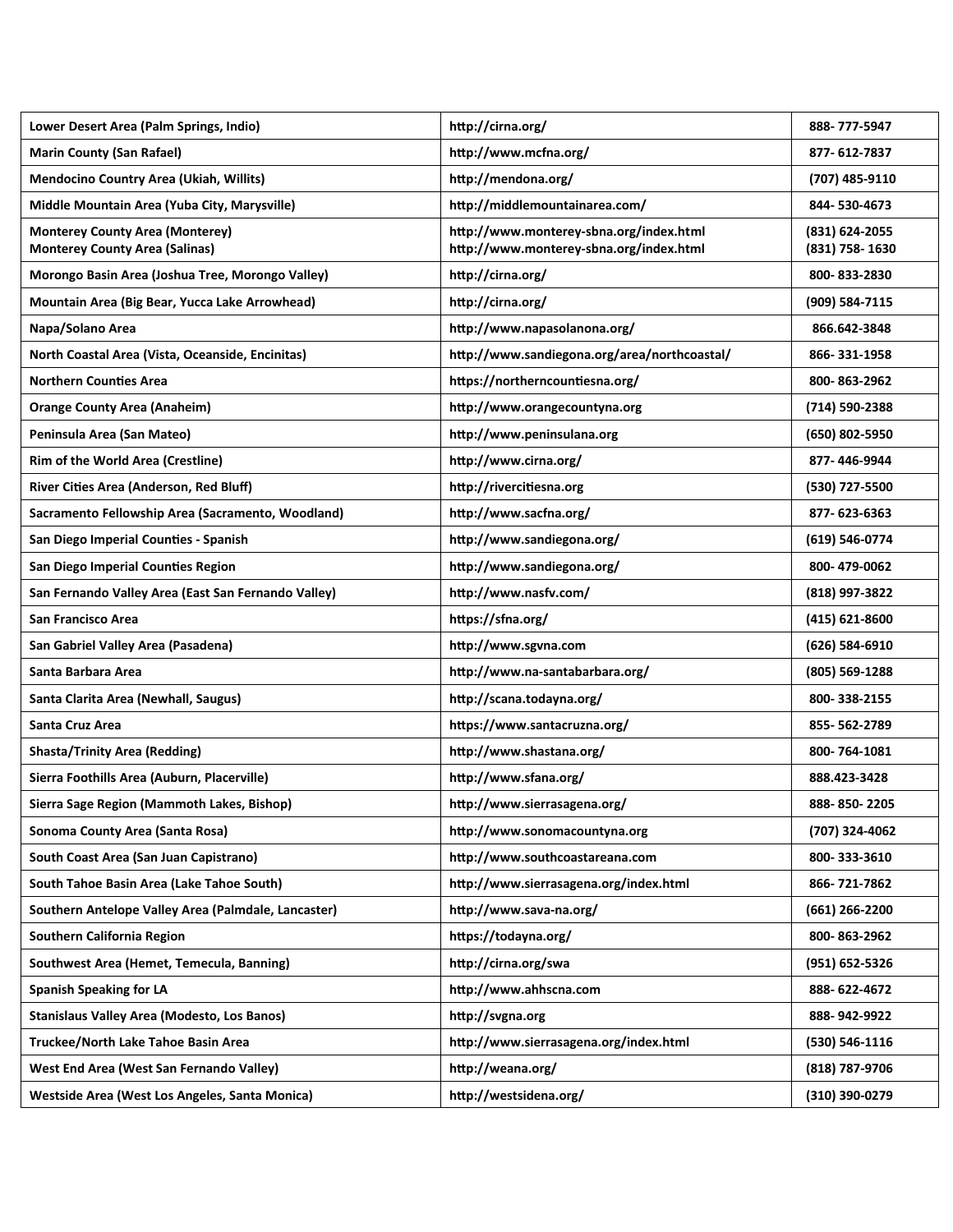| | | |
|---|---|---|
| **Lower Desert Area (Palm Springs, Indio)** | **http://cirna.org/** | **888- 777-5947** |
| **Marin County (San Rafael)** | **http://www.mcfna.org/** | **877- 612-7837** |
| **Mendocino Country Area (Ukiah, Willits)** | **http://mendona.org/** | **(707) 485-9110** |
| **Middle Mountain Area (Yuba City, Marysville)** | **http://middlemountainarea.com/** | **844- 530-4673** |
| **Monterey County Area (Monterey)**<br>**Monterey County Area (Salinas)** | **http://www.monterey-sbna.org/index.html**<br>**http://www.monterey-sbna.org/index.html** | **(831) 624-2055**<br>**(831) 758- 1630** |
| **Morongo Basin Area (Joshua Tree, Morongo Valley)** | **http://cirna.org/** | **800- 833-2830** |
| **Mountain Area (Big Bear, Yucca Lake Arrowhead)** | **http://cirna.org/** | **(909) 584-7115** |
| **Napa/Solano Area** | **http://www.napasolanona.org/** | **866.642-3848** |
| **North Coastal Area (Vista, Oceanside, Encinitas)** | **http://www.sandiegona.org/area/northcoastal/** | **866- 331-1958** |
| **Northern Counties Area** | **https://northerncountiesna.org/** | **800- 863-2962** |
| **Orange County Area (Anaheim)** | **http://www.orangecountyna.org** | **(714) 590-2388** |
| **Peninsula Area (San Mateo)** | **http://www.peninsulana.org** | **(650) 802-5950** |
| **Rim of the World Area (Crestline)** | **http://www.cirna.org/** | **877- 446-9944** |
| **River Cities Area (Anderson, Red Bluff)** | **http://rivercitiesna.org** | **(530) 727-5500** |
| **Sacramento Fellowship Area (Sacramento, Woodland)** | **http://www.sacfna.org/** | **877- 623-6363** |
| **San Diego Imperial Counties - Spanish** | **http://www.sandiegona.org/** | **(619) 546-0774** |
| **San Diego Imperial Counties Region** | **http://www.sandiegona.org/** | **800- 479-0062** |
| **San Fernando Valley Area (East San Fernando Valley)** | **http://www.nasfv.com/** | **(818) 997-3822** |
| **San Francisco Area** | **https://sfna.org/** | **(415) 621-8600** |
| **San Gabriel Valley Area (Pasadena)** | **http://www.sgvna.com** | **(626) 584-6910** |
| **Santa Barbara Area** | **http://www.na-santabarbara.org/** | **(805) 569-1288** |
| **Santa Clarita Area (Newhall, Saugus)** | **http://scana.todayna.org/** | **800- 338-2155** |
| **Santa Cruz Area** | **https://www.santacruzna.org/** | **855- 562-2789** |
| **Shasta/Trinity Area (Redding)** | **http://www.shastana.org/** | **800- 764-1081** |
| **Sierra Foothills Area (Auburn, Placerville)** | **http://www.sfana.org/** | **888.423-3428** |
| **Sierra Sage Region (Mammoth Lakes, Bishop)** | **http://www.sierrasagena.org/** | **888- 850- 2205** |
| **Sonoma County Area (Santa Rosa)** | **http://www.sonomacountyna.org** | **(707) 324-4062** |
| **South Coast Area (San Juan Capistrano)** | **http://www.southcoastareana.com** | **800- 333-3610** |
| **South Tahoe Basin Area (Lake Tahoe South)** | **http://www.sierrasagena.org/index.html** | **866- 721-7862** |
| **Southern Antelope Valley Area (Palmdale, Lancaster)** | **http://www.sava-na.org/** | **(661) 266-2200** |
| **Southern California Region** | **https://todayna.org/** | **800- 863-2962** |
| **Southwest Area (Hemet, Temecula, Banning)** | **http://cirna.org/swa** | **(951) 652-5326** |
| **Spanish Speaking for LA** | **http://www.ahhscna.com** | **888- 622-4672** |
| **Stanislaus Valley Area (Modesto, Los Banos)** | **http://svgna.org** | **888- 942-9922** |
| **Truckee/North Lake Tahoe Basin Area** | **http://www.sierrasagena.org/index.html** | **(530) 546-1116** |
| **West End Area (West San Fernando Valley)** | **http://weana.org/** | **(818) 787-9706** |
| **Westside Area (West Los Angeles, Santa Monica)** | **http://westsidena.org/** | **(310) 390-0279** |